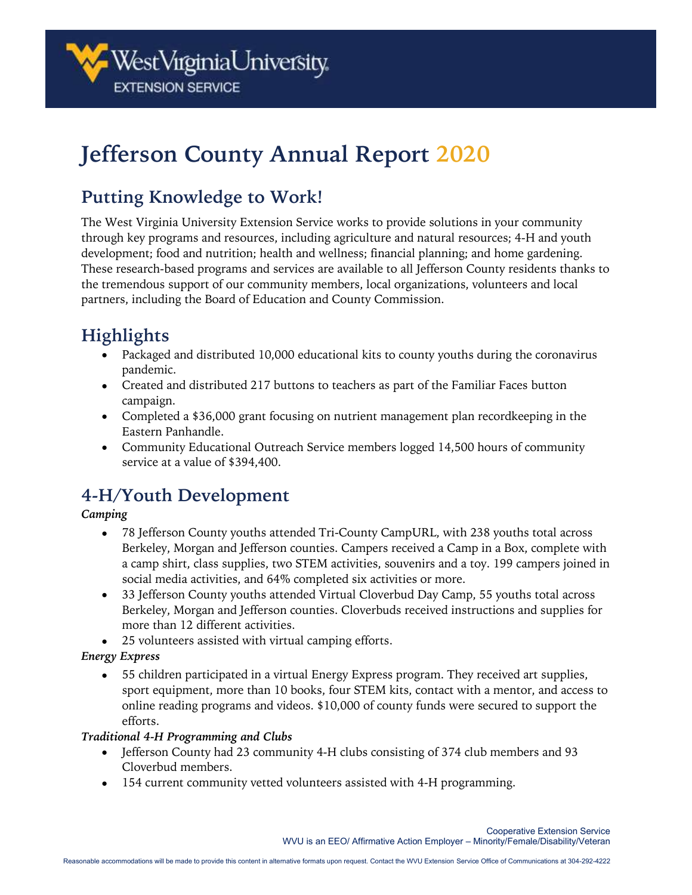# Jefferson County Annual Report 2020

## Putting Knowledge to Work!

The West Virginia University Extension Service works to provide solutions in your community through key programs and resources, including agriculture and natural resources; 4-H and youth development; food and nutrition; health and wellness; financial planning; and home gardening. These research-based programs and services are available to all Jefferson County residents thanks to the tremendous support of our community members, local organizations, volunteers and local partners, including the Board of Education and County Commission.

## Highlights

- Packaged and distributed 10,000 educational kits to county youths during the coronavirus pandemic.
- Created and distributed 217 buttons to teachers as part of the Familiar Faces button campaign.
- Completed a $36,000 grant focusing on nutrient management plan recordkeeping in the Eastern Panhandle.
- Community Educational Outreach Service members logged 14,500 hours of community service at a value of $394,400.

## 4-H/Youth Development

***Camping***

- 78 Jefferson County youths attended Tri-County CampURL, with 238 youths total across Berkeley, Morgan and Jefferson counties. Campers received a Camp in a Box, complete with a camp shirt, class supplies, two STEM activities, souvenirs and a toy. 199 campers joined in social media activities, and 64% completed six activities or more.
- 33 Jefferson County youths attended Virtual Cloverbud Day Camp, 55 youths total across Berkeley, Morgan and Jefferson counties. Cloverbuds received instructions and supplies for more than 12 different activities.
- 25 volunteers assisted with virtual camping efforts.

***Energy Express***

- 55 children participated in a virtual Energy Express program. They received art supplies, sport equipment, more than 10 books, four STEM kits, contact with a mentor, and access to online reading programs and videos. $10,000 of county funds were secured to support the efforts.

***Traditional 4-H Programming and Clubs***

- Jefferson County had 23 community 4-H clubs consisting of 374 club members and 93 Cloverbud members.
- 154 current community vetted volunteers assisted with 4-H programming.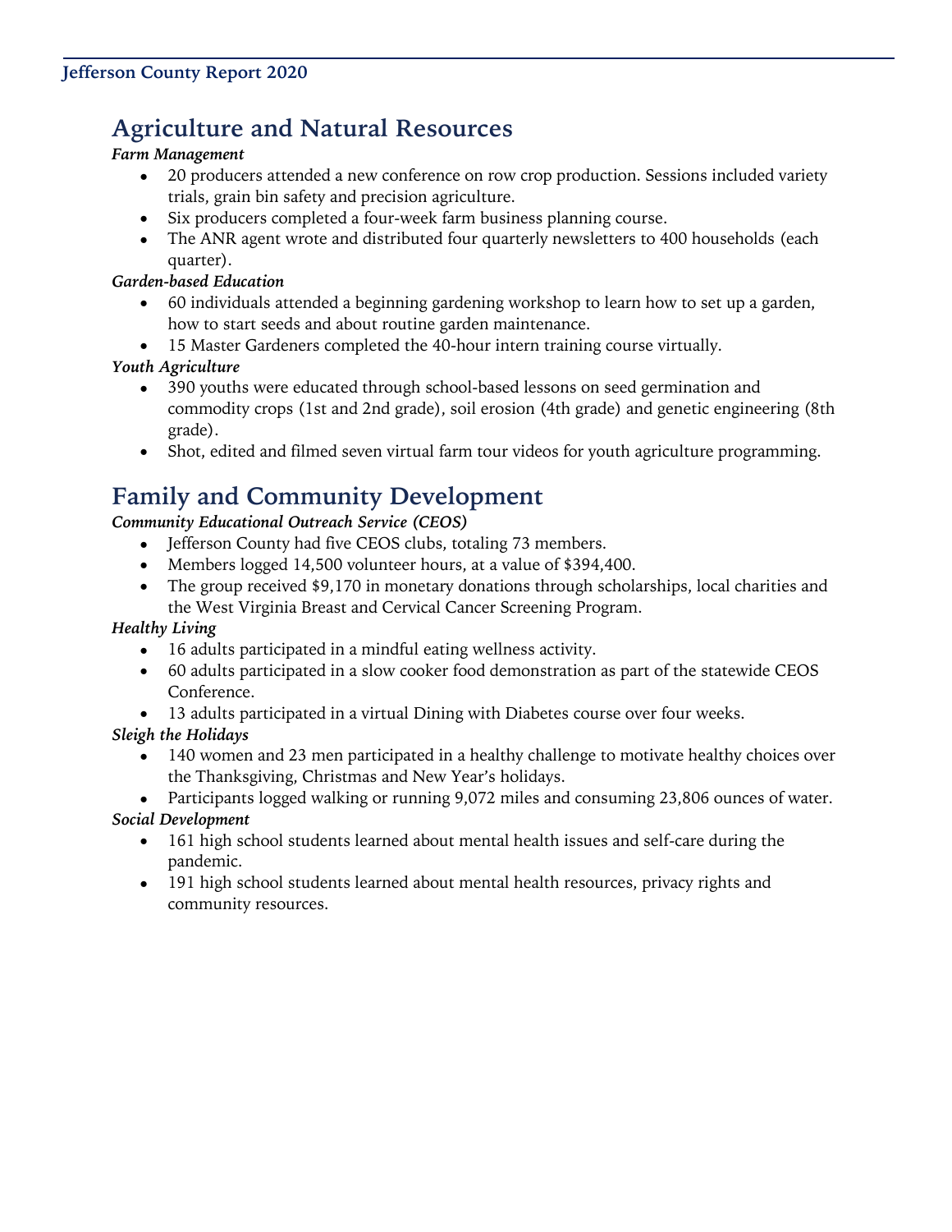## Agriculture and Natural Resources

***Farm Management***

- 20 producers attended a new conference on row crop production. Sessions included variety trials, grain bin safety and precision agriculture.
- Six producers completed a four-week farm business planning course.
- The ANR agent wrote and distributed four quarterly newsletters to 400 households (each quarter).

***Garden-based Education***

- 60 individuals attended a beginning gardening workshop to learn how to set up a garden, how to start seeds and about routine garden maintenance.
- 15 Master Gardeners completed the 40-hour intern training course virtually.

***Youth Agriculture***

- 390 youths were educated through school-based lessons on seed germination and commodity crops (1st and 2nd grade), soil erosion (4th grade) and genetic engineering (8th grade).
- Shot, edited and filmed seven virtual farm tour videos for youth agriculture programming.

## Family and Community Development

***Community Educational Outreach Service (CEOS)***

- Jefferson County had five CEOS clubs, totaling 73 members.
- Members logged 14,500 volunteer hours, at a value of $394,400.
- The group received $9,170 in monetary donations through scholarships, local charities and the West Virginia Breast and Cervical Cancer Screening Program.

***Healthy Living***

- 16 adults participated in a mindful eating wellness activity.
- 60 adults participated in a slow cooker food demonstration as part of the statewide CEOS Conference.
- 13 adults participated in a virtual Dining with Diabetes course over four weeks.

***Sleigh the Holidays***

- 140 women and 23 men participated in a healthy challenge to motivate healthy choices over the Thanksgiving, Christmas and New Year's holidays.
- Participants logged walking or running 9,072 miles and consuming 23,806 ounces of water.

***Social Development***

- 161 high school students learned about mental health issues and self-care during the pandemic.
- 191 high school students learned about mental health resources, privacy rights and community resources.